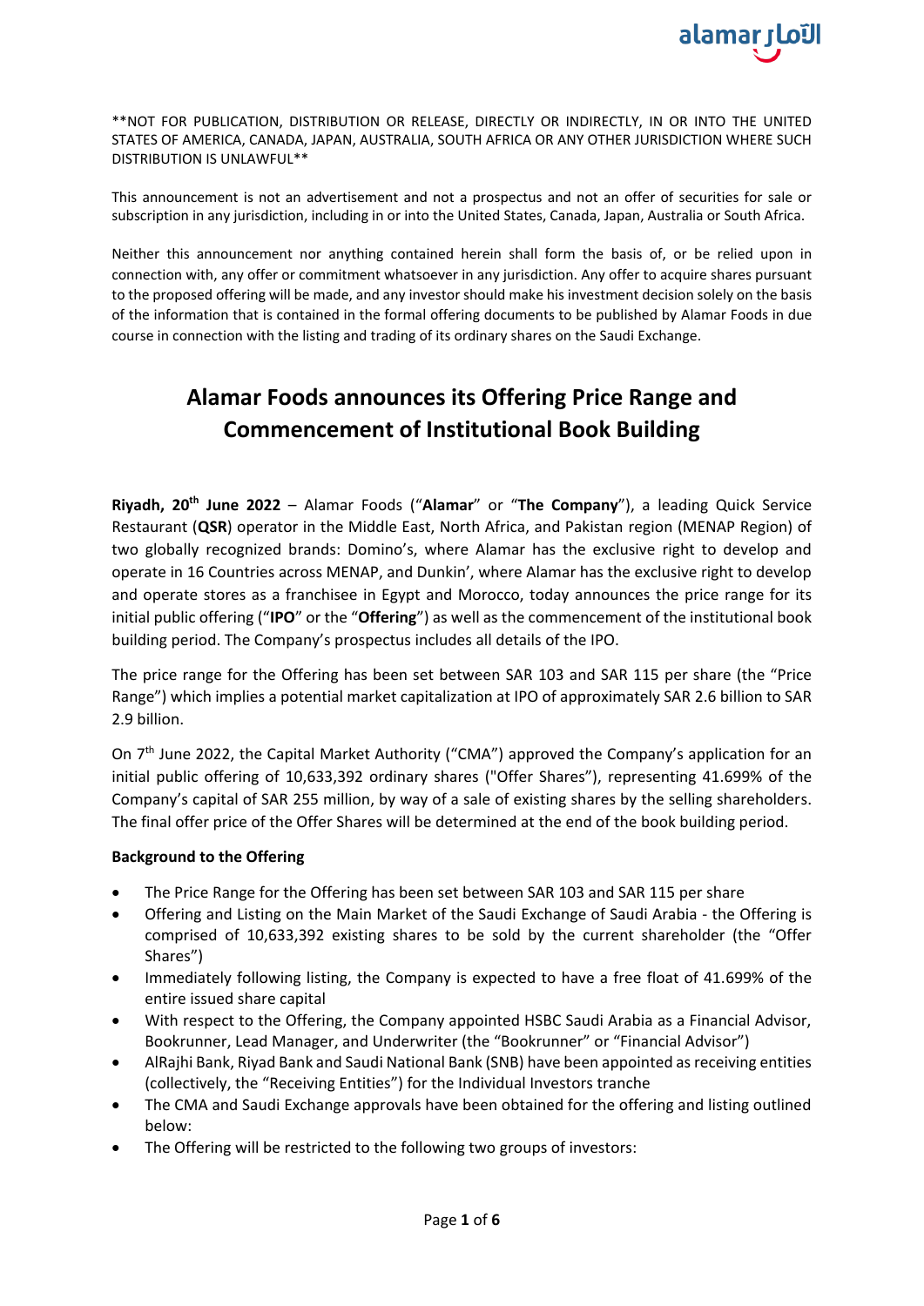**NOT FOR PUBLICATION, DISTRIBUTION OR RELEASE, DIRECTLY OR INDIRECTLY, IN OR INTO THE UNITED STATES OF AMERICA, CANADA, JAPAN, AUSTRALIA, SOUTH AFRICA OR ANY OTHER JURISDICTION WHERE SUCH DISTRIBUTION IS UNLAWFUL**

This announcement is not an advertisement and not a prospectus and not an offer of securities for sale or subscription in any jurisdiction, including in or into the United States, Canada, Japan, Australia or South Africa.

Neither this announcement nor anything contained herein shall form the basis of, or be relied upon in connection with, any offer or commitment whatsoever in any jurisdiction. Any offer to acquire shares pursuant to the proposed offering will be made, and any investor should make his investment decision solely on the basis of the information that is contained in the formal offering documents to be published by Alamar Foods in due course in connection with the listing and trading of its ordinary shares on the Saudi Exchange.

# Alamar Foods announces its Offering Price Range and Commencement of Institutional Book Building

**Riyadh, 20th June 2022** – Alamar Foods ("**Alamar**" or "**The Company**"), a leading Quick Service Restaurant (**QSR**) operator in the Middle East, North Africa, and Pakistan region (MENAP Region) of two globally recognized brands: Domino's, where Alamar has the exclusive right to develop and operate in 16 Countries across MENAP, and Dunkin', where Alamar has the exclusive right to develop and operate stores as a franchisee in Egypt and Morocco, today announces the price range for its initial public offering ("**IPO**" or the "**Offering**") as well as the commencement of the institutional book building period. The Company's prospectus includes all details of the IPO.

The price range for the Offering has been set between SAR 103 and SAR 115 per share (the "Price Range") which implies a potential market capitalization at IPO of approximately SAR 2.6 billion to SAR 2.9 billion.

On 7th June 2022, the Capital Market Authority ("CMA") approved the Company's application for an initial public offering of 10,633,392 ordinary shares ("Offer Shares"), representing 41.699% of the Company's capital of SAR 255 million, by way of a sale of existing shares by the selling shareholders. The final offer price of the Offer Shares will be determined at the end of the book building period.

**Background to the Offering**

- The Price Range for the Offering has been set between SAR 103 and SAR 115 per share
- Offering and Listing on the Main Market of the Saudi Exchange of Saudi Arabia - the Offering is comprised of 10,633,392 existing shares to be sold by the current shareholder (the "Offer Shares")
- Immediately following listing, the Company is expected to have a free float of 41.699% of the entire issued share capital
- With respect to the Offering, the Company appointed HSBC Saudi Arabia as a Financial Advisor, Bookrunner, Lead Manager, and Underwriter (the "Bookrunner" or "Financial Advisor")
- AlRajhi Bank, Riyad Bank and Saudi National Bank (SNB) have been appointed as receiving entities (collectively, the "Receiving Entities") for the Individual Investors tranche
- The CMA and Saudi Exchange approvals have been obtained for the offering and listing outlined below:
- The Offering will be restricted to the following two groups of investors: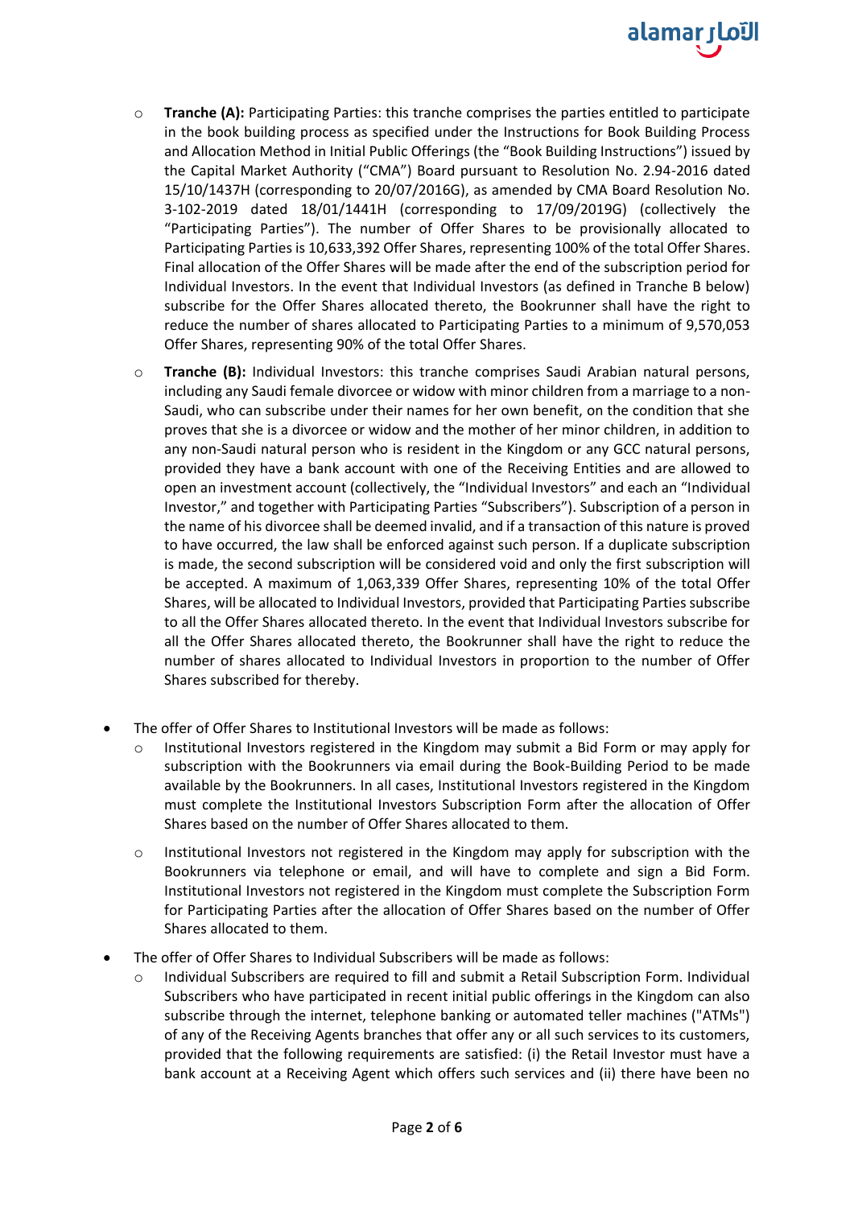- **Tranche (A):** Participating Parties: this tranche comprises the parties entitled to participate in the book building process as specified under the Instructions for Book Building Process and Allocation Method in Initial Public Offerings (the "Book Building Instructions") issued by the Capital Market Authority ("CMA") Board pursuant to Resolution No. 2.94-2016 dated 15/10/1437H (corresponding to 20/07/2016G), as amended by CMA Board Resolution No. 3-102-2019 dated 18/01/1441H (corresponding to 17/09/2019G) (collectively the "Participating Parties"). The number of Offer Shares to be provisionally allocated to Participating Parties is 10,633,392 Offer Shares, representing 100% of the total Offer Shares. Final allocation of the Offer Shares will be made after the end of the subscription period for Individual Investors. In the event that Individual Investors (as defined in Tranche B below) subscribe for the Offer Shares allocated thereto, the Bookrunner shall have the right to reduce the number of shares allocated to Participating Parties to a minimum of 9,570,053 Offer Shares, representing 90% of the total Offer Shares.
  - **Tranche (B):** Individual Investors: this tranche comprises Saudi Arabian natural persons, including any Saudi female divorcee or widow with minor children from a marriage to a non-Saudi, who can subscribe under their names for her own benefit, on the condition that she proves that she is a divorcee or widow and the mother of her minor children, in addition to any non-Saudi natural person who is resident in the Kingdom or any GCC natural persons, provided they have a bank account with one of the Receiving Entities and are allowed to open an investment account (collectively, the "Individual Investors" and each an "Individual Investor," and together with Participating Parties "Subscribers"). Subscription of a person in the name of his divorcee shall be deemed invalid, and if a transaction of this nature is proved to have occurred, the law shall be enforced against such person. If a duplicate subscription is made, the second subscription will be considered void and only the first subscription will be accepted. A maximum of 1,063,339 Offer Shares, representing 10% of the total Offer Shares, will be allocated to Individual Investors, provided that Participating Parties subscribe to all the Offer Shares allocated thereto. In the event that Individual Investors subscribe for all the Offer Shares allocated thereto, the Bookrunner shall have the right to reduce the number of shares allocated to Individual Investors in proportion to the number of Offer Shares subscribed for thereby.

- The offer of Offer Shares to Institutional Investors will be made as follows:
  - Institutional Investors registered in the Kingdom may submit a Bid Form or may apply for subscription with the Bookrunners via email during the Book-Building Period to be made available by the Bookrunners. In all cases, Institutional Investors registered in the Kingdom must complete the Institutional Investors Subscription Form after the allocation of Offer Shares based on the number of Offer Shares allocated to them.
  - Institutional Investors not registered in the Kingdom may apply for subscription with the Bookrunners via telephone or email, and will have to complete and sign a Bid Form. Institutional Investors not registered in the Kingdom must complete the Subscription Form for Participating Parties after the allocation of Offer Shares based on the number of Offer Shares allocated to them.
- The offer of Offer Shares to Individual Subscribers will be made as follows:
  - Individual Subscribers are required to fill and submit a Retail Subscription Form. Individual Subscribers who have participated in recent initial public offerings in the Kingdom can also subscribe through the internet, telephone banking or automated teller machines ("ATMs") of any of the Receiving Agents branches that offer any or all such services to its customers, provided that the following requirements are satisfied: (i) the Retail Investor must have a bank account at a Receiving Agent which offers such services and (ii) there have been no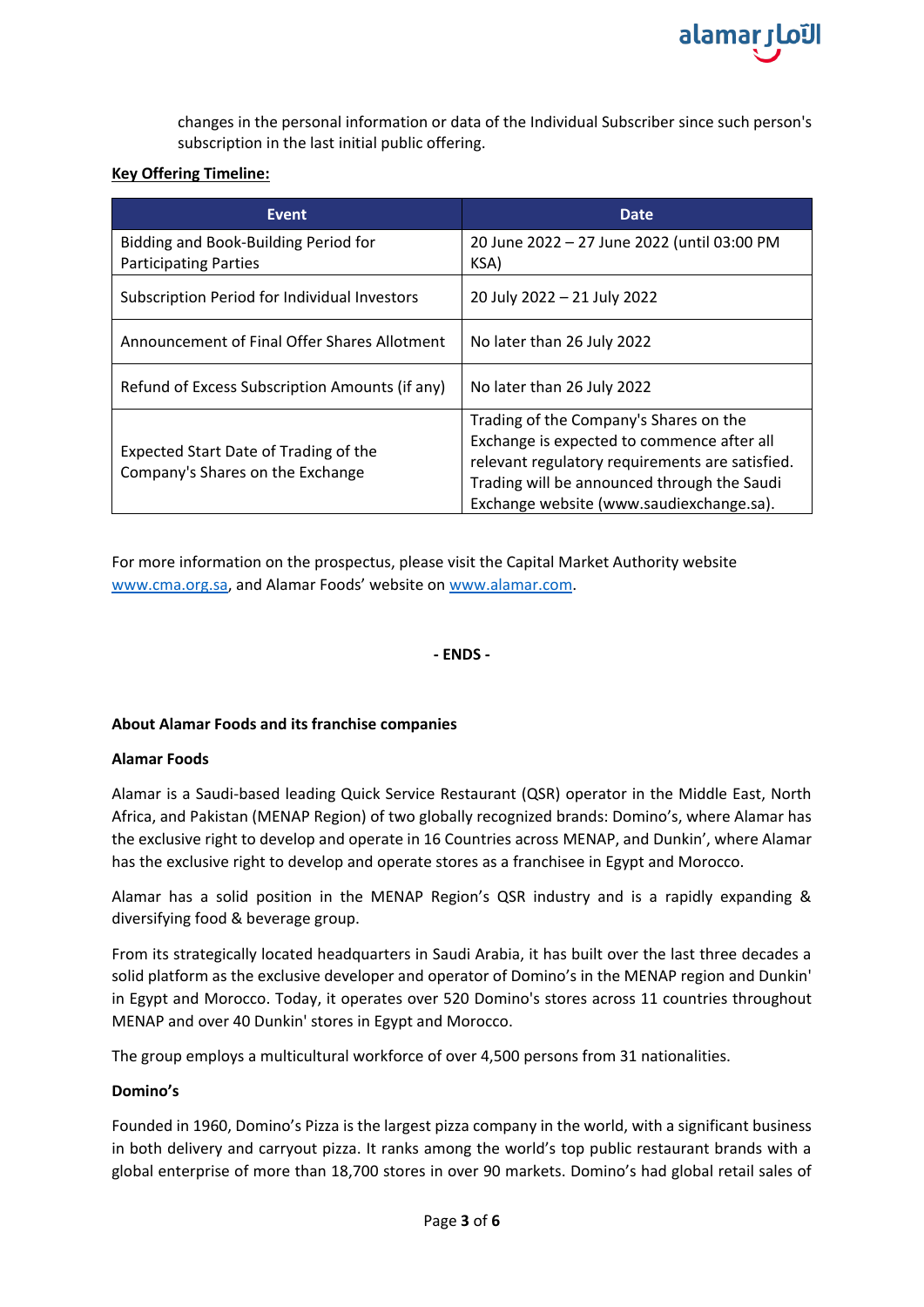changes in the personal information or data of the Individual Subscriber since such person's subscription in the last initial public offering.

**Key Offering Timeline:**

| Event | Date |
|---|---|
| Bidding and Book-Building Period for Participating Parties | 20 June 2022 – 27 June 2022 (until 03:00 PM KSA) |
| Subscription Period for Individual Investors | 20 July 2022 – 21 July 2022 |
| Announcement of Final Offer Shares Allotment | No later than 26 July 2022 |
| Refund of Excess Subscription Amounts (if any) | No later than 26 July 2022 |
| Expected Start Date of Trading of the Company's Shares on the Exchange | Trading of the Company's Shares on the Exchange is expected to commence after all relevant regulatory requirements are satisfied. Trading will be announced through the Saudi Exchange website (www.saudiexchange.sa). |

For more information on the prospectus, please visit the Capital Market Authority website www.cma.org.sa, and Alamar Foods' website on www.alamar.com.

**- ENDS -**

**About Alamar Foods and its franchise companies**

**Alamar Foods**

Alamar is a Saudi-based leading Quick Service Restaurant (QSR) operator in the Middle East, North Africa, and Pakistan (MENAP Region) of two globally recognized brands: Domino's, where Alamar has the exclusive right to develop and operate in 16 Countries across MENAP, and Dunkin', where Alamar has the exclusive right to develop and operate stores as a franchisee in Egypt and Morocco.

Alamar has a solid position in the MENAP Region's QSR industry and is a rapidly expanding & diversifying food & beverage group.

From its strategically located headquarters in Saudi Arabia, it has built over the last three decades a solid platform as the exclusive developer and operator of Domino's in the MENAP region and Dunkin' in Egypt and Morocco. Today, it operates over 520 Domino's stores across 11 countries throughout MENAP and over 40 Dunkin' stores in Egypt and Morocco.

The group employs a multicultural workforce of over 4,500 persons from 31 nationalities.

**Domino's**

Founded in 1960, Domino's Pizza is the largest pizza company in the world, with a significant business in both delivery and carryout pizza. It ranks among the world's top public restaurant brands with a global enterprise of more than 18,700 stores in over 90 markets. Domino's had global retail sales of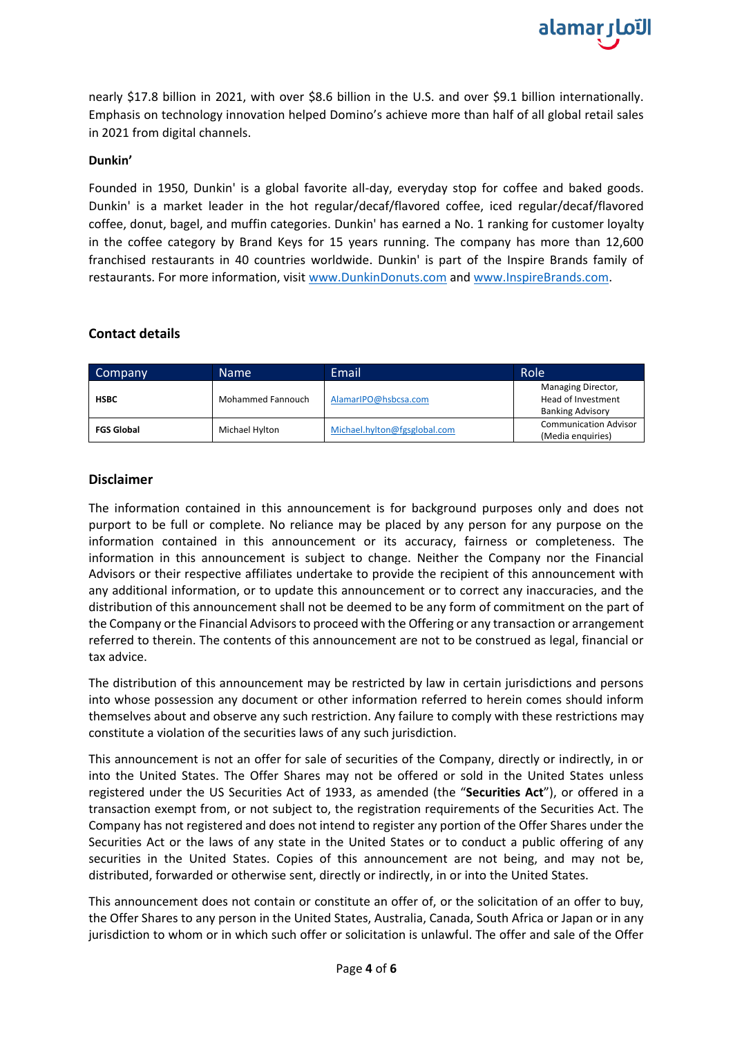nearly $17.8 billion in 2021, with over $8.6 billion in the U.S. and over $9.1 billion internationally. Emphasis on technology innovation helped Domino's achieve more than half of all global retail sales in 2021 from digital channels.

**Dunkin'**

Founded in 1950, Dunkin' is a global favorite all-day, everyday stop for coffee and baked goods. Dunkin' is a market leader in the hot regular/decaf/flavored coffee, iced regular/decaf/flavored coffee, donut, bagel, and muffin categories. Dunkin' has earned a No. 1 ranking for customer loyalty in the coffee category by Brand Keys for 15 years running. The company has more than 12,600 franchised restaurants in 40 countries worldwide. Dunkin' is part of the Inspire Brands family of restaurants. For more information, visit www.DunkinDonuts.com and www.InspireBrands.com.

## Contact details

| Company | Name | Email | Role |
|---|---|---|---|
| **HSBC** | Mohammed Fannouch | AlamarIPO@hsbcsa.com | Managing Director, Head of Investment Banking Advisory |
| **FGS Global** | Michael Hylton | Michael.hylton@fgsglobal.com | Communication Advisor (Media enquiries) |

## Disclaimer

The information contained in this announcement is for background purposes only and does not purport to be full or complete. No reliance may be placed by any person for any purpose on the information contained in this announcement or its accuracy, fairness or completeness. The information in this announcement is subject to change. Neither the Company nor the Financial Advisors or their respective affiliates undertake to provide the recipient of this announcement with any additional information, or to update this announcement or to correct any inaccuracies, and the distribution of this announcement shall not be deemed to be any form of commitment on the part of the Company or the Financial Advisors to proceed with the Offering or any transaction or arrangement referred to therein. The contents of this announcement are not to be construed as legal, financial or tax advice.

The distribution of this announcement may be restricted by law in certain jurisdictions and persons into whose possession any document or other information referred to herein comes should inform themselves about and observe any such restriction. Any failure to comply with these restrictions may constitute a violation of the securities laws of any such jurisdiction.

This announcement is not an offer for sale of securities of the Company, directly or indirectly, in or into the United States. The Offer Shares may not be offered or sold in the United States unless registered under the US Securities Act of 1933, as amended (the "**Securities Act**"), or offered in a transaction exempt from, or not subject to, the registration requirements of the Securities Act. The Company has not registered and does not intend to register any portion of the Offer Shares under the Securities Act or the laws of any state in the United States or to conduct a public offering of any securities in the United States. Copies of this announcement are not being, and may not be, distributed, forwarded or otherwise sent, directly or indirectly, in or into the United States.

This announcement does not contain or constitute an offer of, or the solicitation of an offer to buy, the Offer Shares to any person in the United States, Australia, Canada, South Africa or Japan or in any jurisdiction to whom or in which such offer or solicitation is unlawful. The offer and sale of the Offer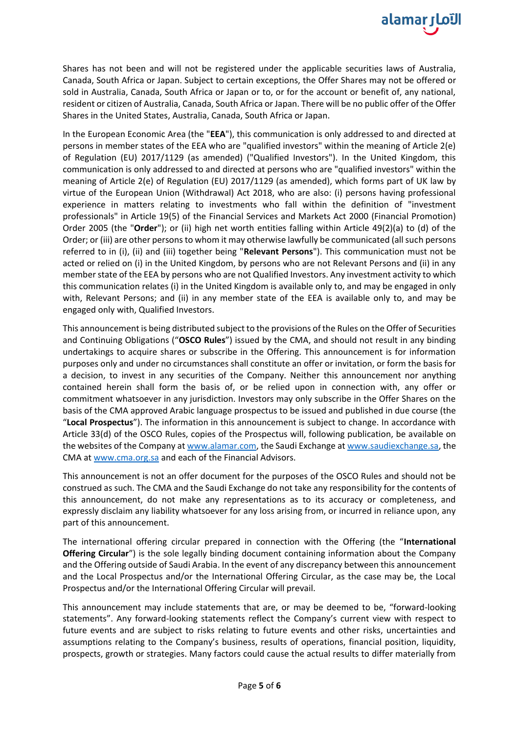Shares has not been and will not be registered under the applicable securities laws of Australia, Canada, South Africa or Japan. Subject to certain exceptions, the Offer Shares may not be offered or sold in Australia, Canada, South Africa or Japan or to, or for the account or benefit of, any national, resident or citizen of Australia, Canada, South Africa or Japan. There will be no public offer of the Offer Shares in the United States, Australia, Canada, South Africa or Japan.

In the European Economic Area (the "**EEA**"), this communication is only addressed to and directed at persons in member states of the EEA who are "qualified investors" within the meaning of Article 2(e) of Regulation (EU) 2017/1129 (as amended) ("Qualified Investors"). In the United Kingdom, this communication is only addressed to and directed at persons who are "qualified investors" within the meaning of Article 2(e) of Regulation (EU) 2017/1129 (as amended), which forms part of UK law by virtue of the European Union (Withdrawal) Act 2018, who are also: (i) persons having professional experience in matters relating to investments who fall within the definition of "investment professionals" in Article 19(5) of the Financial Services and Markets Act 2000 (Financial Promotion) Order 2005 (the "**Order**"); or (ii) high net worth entities falling within Article 49(2)(a) to (d) of the Order; or (iii) are other persons to whom it may otherwise lawfully be communicated (all such persons referred to in (i), (ii) and (iii) together being "**Relevant Persons**"). This communication must not be acted or relied on (i) in the United Kingdom, by persons who are not Relevant Persons and (ii) in any member state of the EEA by persons who are not Qualified Investors. Any investment activity to which this communication relates (i) in the United Kingdom is available only to, and may be engaged in only with, Relevant Persons; and (ii) in any member state of the EEA is available only to, and may be engaged only with, Qualified Investors.

This announcement is being distributed subject to the provisions of the Rules on the Offer of Securities and Continuing Obligations ("**OSCO Rules**") issued by the CMA, and should not result in any binding undertakings to acquire shares or subscribe in the Offering. This announcement is for information purposes only and under no circumstances shall constitute an offer or invitation, or form the basis for a decision, to invest in any securities of the Company. Neither this announcement nor anything contained herein shall form the basis of, or be relied upon in connection with, any offer or commitment whatsoever in any jurisdiction. Investors may only subscribe in the Offer Shares on the basis of the CMA approved Arabic language prospectus to be issued and published in due course (the "**Local Prospectus**"). The information in this announcement is subject to change. In accordance with Article 33(d) of the OSCO Rules, copies of the Prospectus will, following publication, be available on the websites of the Company at www.alamar.com, the Saudi Exchange at www.saudiexchange.sa, the CMA at www.cma.org.sa and each of the Financial Advisors.

This announcement is not an offer document for the purposes of the OSCO Rules and should not be construed as such. The CMA and the Saudi Exchange do not take any responsibility for the contents of this announcement, do not make any representations as to its accuracy or completeness, and expressly disclaim any liability whatsoever for any loss arising from, or incurred in reliance upon, any part of this announcement.

The international offering circular prepared in connection with the Offering (the "**International Offering Circular**") is the sole legally binding document containing information about the Company and the Offering outside of Saudi Arabia. In the event of any discrepancy between this announcement and the Local Prospectus and/or the International Offering Circular, as the case may be, the Local Prospectus and/or the International Offering Circular will prevail.

This announcement may include statements that are, or may be deemed to be, "forward-looking statements". Any forward-looking statements reflect the Company's current view with respect to future events and are subject to risks relating to future events and other risks, uncertainties and assumptions relating to the Company's business, results of operations, financial position, liquidity, prospects, growth or strategies. Many factors could cause the actual results to differ materially from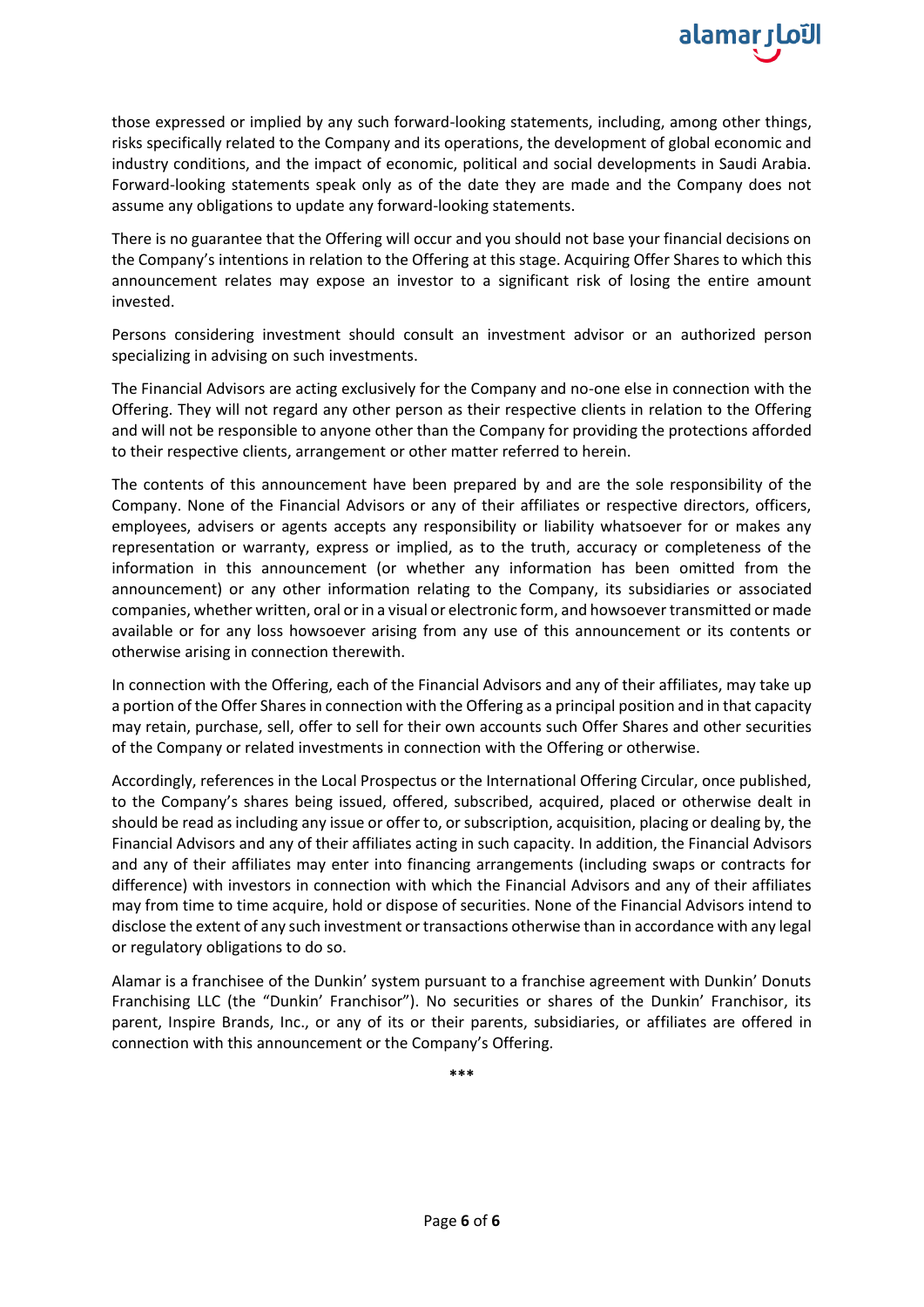those expressed or implied by any such forward-looking statements, including, among other things, risks specifically related to the Company and its operations, the development of global economic and industry conditions, and the impact of economic, political and social developments in Saudi Arabia. Forward-looking statements speak only as of the date they are made and the Company does not assume any obligations to update any forward-looking statements.

There is no guarantee that the Offering will occur and you should not base your financial decisions on the Company's intentions in relation to the Offering at this stage. Acquiring Offer Shares to which this announcement relates may expose an investor to a significant risk of losing the entire amount invested.

Persons considering investment should consult an investment advisor or an authorized person specializing in advising on such investments.

The Financial Advisors are acting exclusively for the Company and no-one else in connection with the Offering. They will not regard any other person as their respective clients in relation to the Offering and will not be responsible to anyone other than the Company for providing the protections afforded to their respective clients, arrangement or other matter referred to herein.

The contents of this announcement have been prepared by and are the sole responsibility of the Company. None of the Financial Advisors or any of their affiliates or respective directors, officers, employees, advisers or agents accepts any responsibility or liability whatsoever for or makes any representation or warranty, express or implied, as to the truth, accuracy or completeness of the information in this announcement (or whether any information has been omitted from the announcement) or any other information relating to the Company, its subsidiaries or associated companies, whether written, oral or in a visual or electronic form, and howsoever transmitted or made available or for any loss howsoever arising from any use of this announcement or its contents or otherwise arising in connection therewith.

In connection with the Offering, each of the Financial Advisors and any of their affiliates, may take up a portion of the Offer Shares in connection with the Offering as a principal position and in that capacity may retain, purchase, sell, offer to sell for their own accounts such Offer Shares and other securities of the Company or related investments in connection with the Offering or otherwise.

Accordingly, references in the Local Prospectus or the International Offering Circular, once published, to the Company's shares being issued, offered, subscribed, acquired, placed or otherwise dealt in should be read as including any issue or offer to, or subscription, acquisition, placing or dealing by, the Financial Advisors and any of their affiliates acting in such capacity. In addition, the Financial Advisors and any of their affiliates may enter into financing arrangements (including swaps or contracts for difference) with investors in connection with which the Financial Advisors and any of their affiliates may from time to time acquire, hold or dispose of securities. None of the Financial Advisors intend to disclose the extent of any such investment or transactions otherwise than in accordance with any legal or regulatory obligations to do so.

Alamar is a franchisee of the Dunkin' system pursuant to a franchise agreement with Dunkin' Donuts Franchising LLC (the "Dunkin' Franchisor"). No securities or shares of the Dunkin' Franchisor, its parent, Inspire Brands, Inc., or any of its or their parents, subsidiaries, or affiliates are offered in connection with this announcement or the Company's Offering.

***